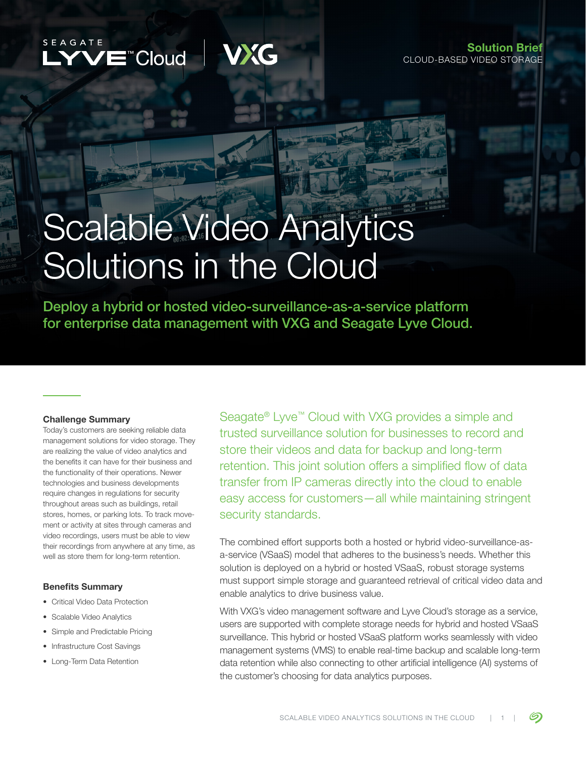Solution Brief
CLOUD-BASED VIDEO STORAGE

# Scalable Video Analytics Solutions in the Cloud

**Deploy a hybrid or hosted video-surveillance-as-a-service platform for enterprise data management with VXG and Seagate Lyve Cloud.**

### Challenge Summary

Today's customers are seeking reliable data management solutions for video storage. They are realizing the value of video analytics and the benefits it can have for their business and the functionality of their operations. Newer technologies and business developments require changes in regulations for security throughout areas such as buildings, retail stores, homes, or parking lots. To track movement or activity at sites through cameras and video recordings, users must be able to view their recordings from anywhere at any time, as well as store them for long-term retention.

### Benefits Summary

- Critical Video Data Protection
- Scalable Video Analytics
- Simple and Predictable Pricing
- Infrastructure Cost Savings
- Long-Term Data Retention

Seagate® Lyve™ Cloud with VXG provides a simple and trusted surveillance solution for businesses to record and store their videos and data for backup and long-term retention. This joint solution offers a simplified flow of data transfer from IP cameras directly into the cloud to enable easy access for customers—all while maintaining stringent security standards.

The combined effort supports both a hosted or hybrid video-surveillance-as-a-service (VSaaS) model that adheres to the business's needs. Whether this solution is deployed on a hybrid or hosted VSaaS, robust storage systems must support simple storage and guaranteed retrieval of critical video data and enable analytics to drive business value.

With VXG's video management software and Lyve Cloud's storage as a service, users are supported with complete storage needs for hybrid and hosted VSaaS surveillance. This hybrid or hosted VSaaS platform works seamlessly with video management systems (VMS) to enable real-time backup and scalable long-term data retention while also connecting to other artificial intelligence (AI) systems of the customer's choosing for data analytics purposes.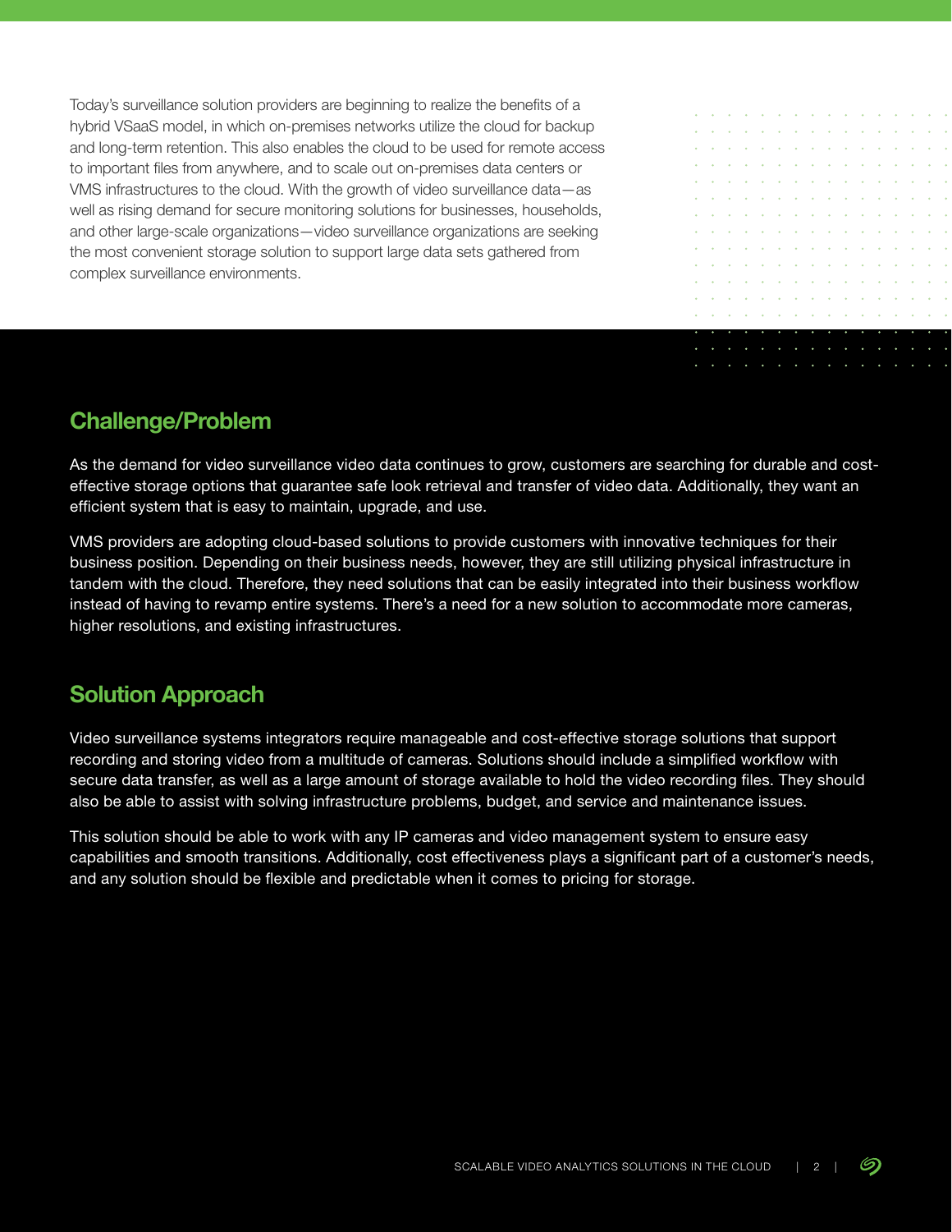Today's surveillance solution providers are beginning to realize the benefits of a hybrid VSaaS model, in which on-premises networks utilize the cloud for backup and long-term retention. This also enables the cloud to be used for remote access to important files from anywhere, and to scale out on-premises data centers or VMS infrastructures to the cloud. With the growth of video surveillance data—as well as rising demand for secure monitoring solutions for businesses, households, and other large-scale organizations—video surveillance organizations are seeking the most convenient storage solution to support large data sets gathered from complex surveillance environments.

## Challenge/Problem

As the demand for video surveillance video data continues to grow, customers are searching for durable and cost-effective storage options that guarantee safe look retrieval and transfer of video data. Additionally, they want an efficient system that is easy to maintain, upgrade, and use.

VMS providers are adopting cloud-based solutions to provide customers with innovative techniques for their business position. Depending on their business needs, however, they are still utilizing physical infrastructure in tandem with the cloud. Therefore, they need solutions that can be easily integrated into their business workflow instead of having to revamp entire systems. There's a need for a new solution to accommodate more cameras, higher resolutions, and existing infrastructures.

## Solution Approach

Video surveillance systems integrators require manageable and cost-effective storage solutions that support recording and storing video from a multitude of cameras. Solutions should include a simplified workflow with secure data transfer, as well as a large amount of storage available to hold the video recording files. They should also be able to assist with solving infrastructure problems, budget, and service and maintenance issues.

This solution should be able to work with any IP cameras and video management system to ensure easy capabilities and smooth transitions. Additionally, cost effectiveness plays a significant part of a customer's needs, and any solution should be flexible and predictable when it comes to pricing for storage.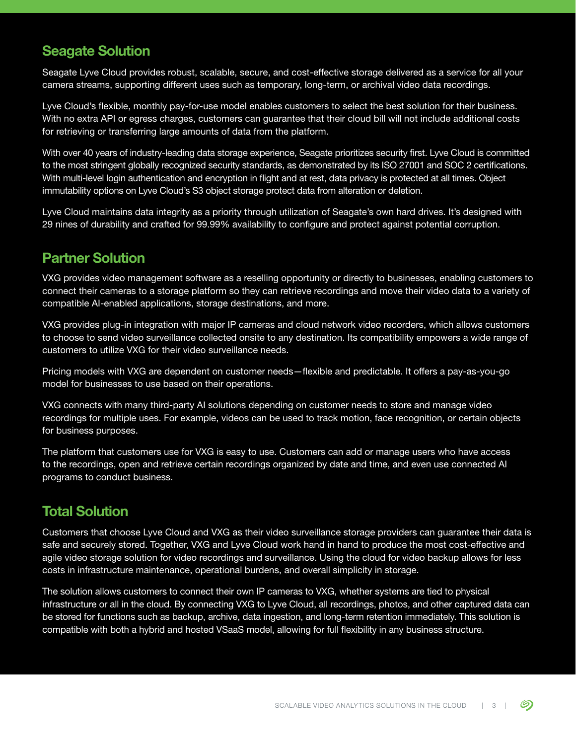## Seagate Solution

Seagate Lyve Cloud provides robust, scalable, secure, and cost-effective storage delivered as a service for all your camera streams, supporting different uses such as temporary, long-term, or archival video data recordings.

Lyve Cloud's flexible, monthly pay-for-use model enables customers to select the best solution for their business. With no extra API or egress charges, customers can guarantee that their cloud bill will not include additional costs for retrieving or transferring large amounts of data from the platform.

With over 40 years of industry-leading data storage experience, Seagate prioritizes security first. Lyve Cloud is committed to the most stringent globally recognized security standards, as demonstrated by its ISO 27001 and SOC 2 certifications. With multi-level login authentication and encryption in flight and at rest, data privacy is protected at all times. Object immutability options on Lyve Cloud's S3 object storage protect data from alteration or deletion.

Lyve Cloud maintains data integrity as a priority through utilization of Seagate's own hard drives. It's designed with 29 nines of durability and crafted for 99.99% availability to configure and protect against potential corruption.

## Partner Solution

VXG provides video management software as a reselling opportunity or directly to businesses, enabling customers to connect their cameras to a storage platform so they can retrieve recordings and move their video data to a variety of compatible AI-enabled applications, storage destinations, and more.

VXG provides plug-in integration with major IP cameras and cloud network video recorders, which allows customers to choose to send video surveillance collected onsite to any destination. Its compatibility empowers a wide range of customers to utilize VXG for their video surveillance needs.

Pricing models with VXG are dependent on customer needs—flexible and predictable. It offers a pay-as-you-go model for businesses to use based on their operations.

VXG connects with many third-party AI solutions depending on customer needs to store and manage video recordings for multiple uses. For example, videos can be used to track motion, face recognition, or certain objects for business purposes.

The platform that customers use for VXG is easy to use. Customers can add or manage users who have access to the recordings, open and retrieve certain recordings organized by date and time, and even use connected AI programs to conduct business.

## Total Solution

Customers that choose Lyve Cloud and VXG as their video surveillance storage providers can guarantee their data is safe and securely stored. Together, VXG and Lyve Cloud work hand in hand to produce the most cost-effective and agile video storage solution for video recordings and surveillance. Using the cloud for video backup allows for less costs in infrastructure maintenance, operational burdens, and overall simplicity in storage.

The solution allows customers to connect their own IP cameras to VXG, whether systems are tied to physical infrastructure or all in the cloud. By connecting VXG to Lyve Cloud, all recordings, photos, and other captured data can be stored for functions such as backup, archive, data ingestion, and long-term retention immediately. This solution is compatible with both a hybrid and hosted VSaaS model, allowing for full flexibility in any business structure.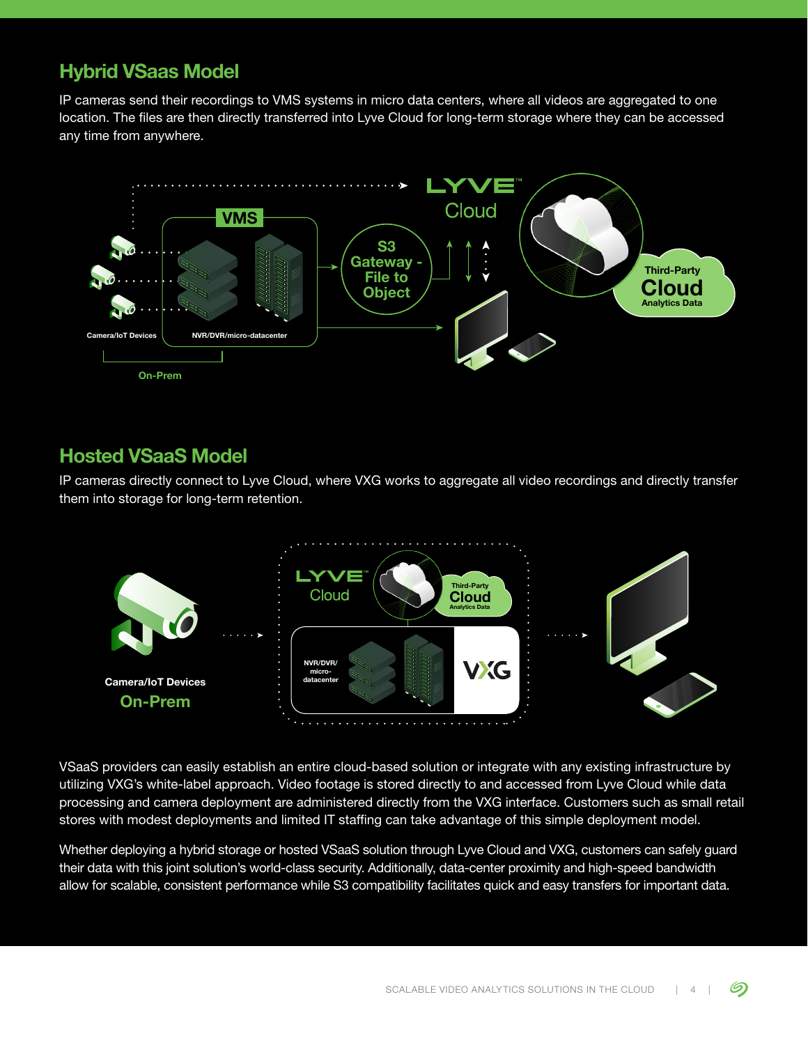## Hybrid VSaas Model

IP cameras send their recordings to VMS systems in micro data centers, where all videos are aggregated to one location. The files are then directly transferred into Lyve Cloud for long-term storage where they can be accessed any time from anywhere.

VMS

Camera/IoT Devices

NVR/DVR/micro-datacenter

On-Prem

S3 Gateway - File to Object

LYVE™ Cloud

Third-Party Cloud Analytics Data

## Hosted VSaaS Model

IP cameras directly connect to Lyve Cloud, where VXG works to aggregate all video recordings and directly transfer them into storage for long-term retention.

Camera/IoT Devices

On-Prem

LYVE™ Cloud

Third-Party Cloud Analytics Data

NVR/DVR/ micro-datacenter

VXG

VSaaS providers can easily establish an entire cloud-based solution or integrate with any existing infrastructure by utilizing VXG's white-label approach. Video footage is stored directly to and accessed from Lyve Cloud while data processing and camera deployment are administered directly from the VXG interface. Customers such as small retail stores with modest deployments and limited IT staffing can take advantage of this simple deployment model.

Whether deploying a hybrid storage or hosted VSaaS solution through Lyve Cloud and VXG, customers can safely guard their data with this joint solution's world-class security. Additionally, data-center proximity and high-speed bandwidth allow for scalable, consistent performance while S3 compatibility facilitates quick and easy transfers for important data.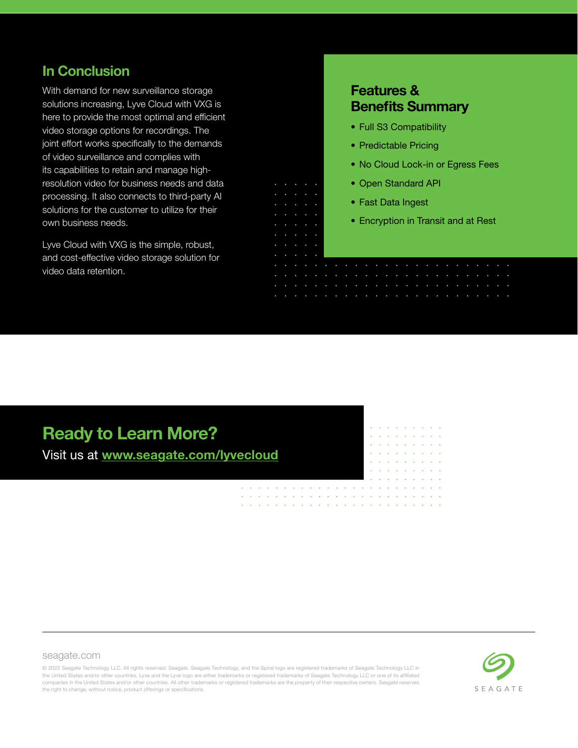## In Conclusion

With demand for new surveillance storage solutions increasing, Lyve Cloud with VXG is here to provide the most optimal and efficient video storage options for recordings. The joint effort works specifically to the demands of video surveillance and complies with its capabilities to retain and manage high-resolution video for business needs and data processing. It also connects to third-party AI solutions for the customer to utilize for their own business needs.

Lyve Cloud with VXG is the simple, robust, and cost-effective video storage solution for video data retention.

### Features & Benefits Summary

- Full S3 Compatibility
- Predictable Pricing
- No Cloud Lock-in or Egress Fees
- Open Standard API
- Fast Data Ingest
- Encryption in Transit and at Rest

## Ready to Learn More?

Visit us at **www.seagate.com/lyvecloud**

seagate.com

© 2022 Seagate Technology LLC. All rights reserved. Seagate, Seagate Technology, and the Spiral logo are registered trademarks of Seagate Technology LLC in the United States and/or other countries. Lyve and the Lyve logo are either trademarks or registered trademarks of Seagate Technology LLC or one of its affiliated companies in the United States and/or other countries. All other trademarks or registered trademarks are the property of their respective owners. Seagate reserves the right to change, without notice, product offerings or specifications.

SEAGATE